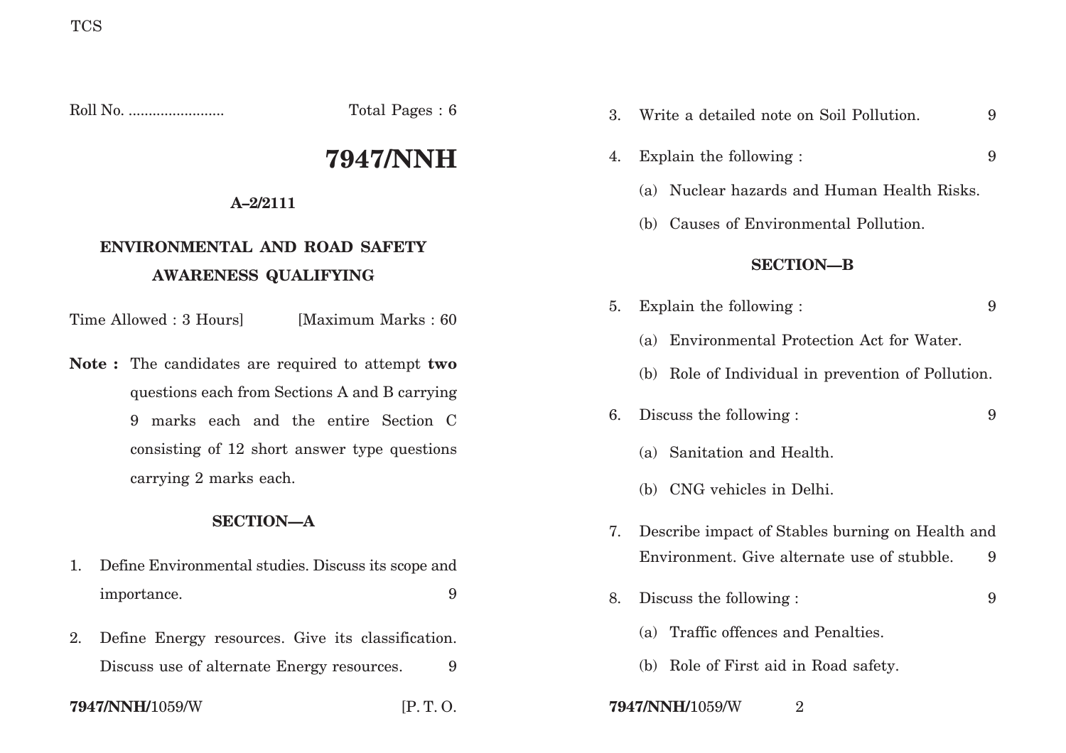Roll No. ........................ Total Pages : 6

# 7947/NNH

**A–2/2111**

## ENVIRONMENTAL AND ROAD SAFETY AWARENESS QUALIFYING

Time Allowed : 3 Hours] [Maximum Marks : 60

**Note :** The candidates are required to attempt **two** questions each from Sections A and B carrying 9 marks each and the entire Section C consisting of 12 short answer type questions carrying 2 marks each.

### SECTION—A

1. Define Environmental studies. Discuss its scope and importance. 9

2. Define Energy resources. Give its classification. Discuss use of alternate Energy resources. 9

3. Write a detailed note on Soil Pollution. 9

4. Explain the following : 9

   (a) Nuclear hazards and Human Health Risks.

   (b) Causes of Environmental Pollution.

### SECTION—B

5. Explain the following : 9

   (a) Environmental Protection Act for Water.

   (b) Role of Individual in prevention of Pollution.

6. Discuss the following : 9

   (a) Sanitation and Health.

   (b) CNG vehicles in Delhi.

7. Describe impact of Stables burning on Health and Environment. Give alternate use of stubble. 9

8. Discuss the following : 9

   (a) Traffic offences and Penalties.

   (b) Role of First aid in Road safety.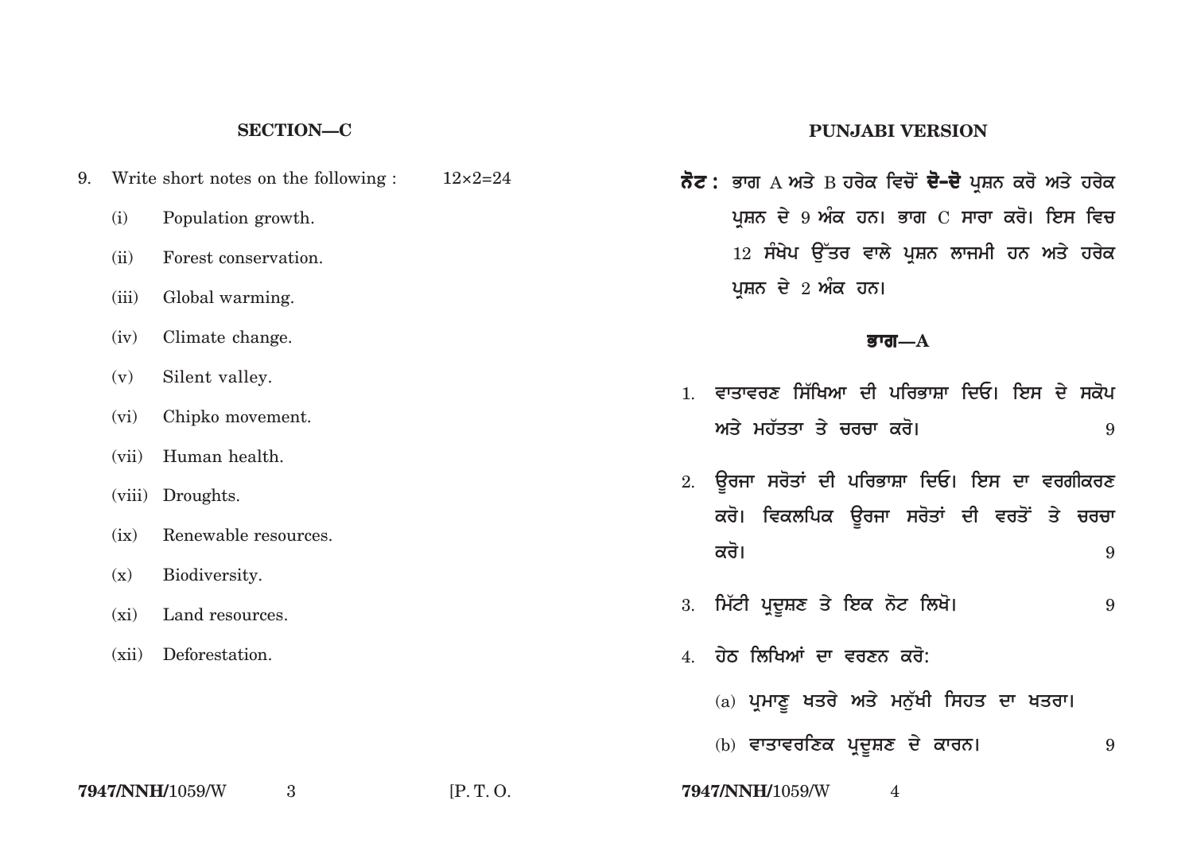## SECTION—C

9. Write short notes on the following : 12×2=24

   (i) Population growth.

   (ii) Forest conservation.

   (iii) Global warming.

   (iv) Climate change.

   (v) Silent valley.

   (vi) Chipko movement.

   (vii) Human health.

   (viii) Droughts.

   (ix) Renewable resources.

   (x) Biodiversity.

   (xi) Land resources.

   (xii) Deforestation.

## PUNJABI VERSION

**ਨੋਟ :** ਭਾਗ A ਅਤੇ B ਹਰੇਕ ਵਿਚੋਂ **ਦੋ-ਦੋ** ਪ੍ਰਸ਼ਨ ਕਰੋ ਅਤੇ ਹਰੇਕ ਪ੍ਰਸ਼ਨ ਦੇ 9 ਅੰਕ ਹਨ। ਭਾਗ C ਸਾਰਾ ਕਰੋ। ਇਸ ਵਿਚ 12 ਸੰਖੇਪ ਉੱਤਰ ਵਾਲੇ ਪ੍ਰਸ਼ਨ ਲਾਜਮੀ ਹਨ ਅਤੇ ਹਰੇਕ ਪ੍ਰਸ਼ਨ ਦੇ 2 ਅੰਕ ਹਨ।

### ਭਾਗ—A

1. ਵਾਤਾਵਰਣ ਸਿੱਖਿਆ ਦੀ ਪਰਿਭਾਸ਼ਾ ਦਿਓ। ਇਸ ਦੇ ਸਕੋਪ ਅਤੇ ਮਹੱਤਤਾ ਤੇ ਚਰਚਾ ਕਰੋ। 9

2. ਊਰਜਾ ਸਰੋਤਾਂ ਦੀ ਪਰਿਭਾਸ਼ਾ ਦਿਓ। ਇਸ ਦਾ ਵਰਗੀਕਰਣ ਕਰੋ। ਵਿਕਲਪਿਕ ਊਰਜਾ ਸਰੋਤਾਂ ਦੀ ਵਰਤੋਂ ਤੇ ਚਰਚਾ ਕਰੋ। 9

3. ਮਿੱਟੀ ਪ੍ਰਦੂਸ਼ਣ ਤੇ ਇਕ ਨੋਟ ਲਿਖੋ। 9

4. ਹੇਠ ਲਿਖਿਆਂ ਦਾ ਵਰਣਨ ਕਰੋ:

   (a) ਪ੍ਰਮਾਣੂ ਖਤਰੇ ਅਤੇ ਮਨੁੱਖੀ ਸਿਹਤ ਦਾ ਖਤਰਾ।

   (b) ਵਾਤਾਵਰਣਿਕ ਪ੍ਰਦੂਸ਼ਣ ਦੇ ਕਾਰਨ। 9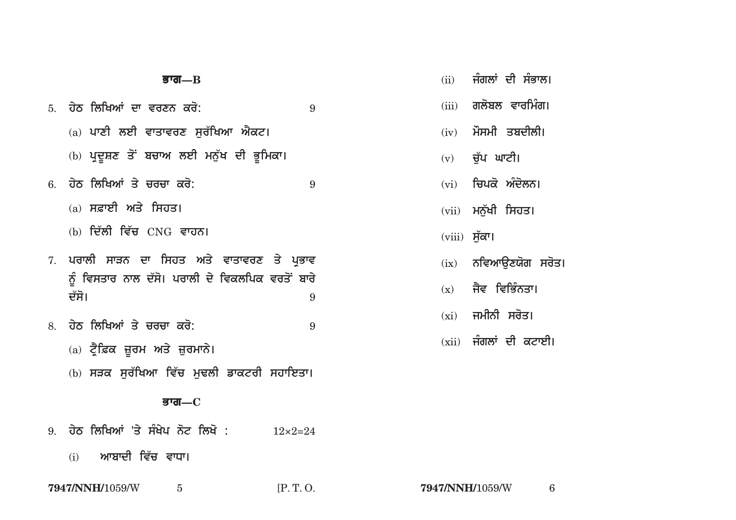## ਭਾਗ—B

5. ਹੇਠ ਲਿਖਿਆਂ ਦਾ ਵਰਣਨ ਕਰੋ: 9

   (a) ਪਾਣੀ ਲਈ ਵਾਤਾਵਰਣ ਸੁਰੱਖਿਆ ਐਕਟ।

   (b) ਪ੍ਰਦੂਸ਼ਣ ਤੋਂ ਬਚਾਅ ਲਈ ਮਨੁੱਖ ਦੀ ਭੂਮਿਕਾ।

6. ਹੇਠ ਲਿਖਿਆਂ ਤੇ ਚਰਚਾ ਕਰੋ: 9

   (a) ਸਫ਼ਾਈ ਅਤੇ ਸਿਹਤ।

   (b) ਦਿੱਲੀ ਵਿੱਚ CNG ਵਾਹਨ।

7. ਪਰਾਲੀ ਸਾੜਨ ਦਾ ਸਿਹਤ ਅਤੇ ਵਾਤਾਵਰਣ ਤੇ ਪ੍ਰਭਾਵ ਨੂੰ ਵਿਸਤਾਰ ਨਾਲ ਦੱਸੋ। ਪਰਾਲੀ ਦੇ ਵਿਕਲਪਿਕ ਵਰਤੋਂ ਬਾਰੇ ਦੱਸੋ। 9

8. ਹੇਠ ਲਿਖਿਆਂ ਤੇ ਚਰਚਾ ਕਰੋ: 9

   (a) ਟ੍ਰੈਫ਼ਿਕ ਜ਼ੁਰਮ ਅਤੇ ਜ਼ੁਰਮਾਨੇ।

   (b) ਸੜਕ ਸੁਰੱਖਿਆ ਵਿੱਚ ਮੁਢਲੀ ਡਾਕਟਰੀ ਸਹਾਇਤਾ।

## ਭਾਗ—C

9. ਹੇਠ ਲਿਖਿਆਂ 'ਤੇ ਸੰਖੇਪ ਨੋਟ ਲਿਖੋ : 12×2=24

   (i) ਆਬਾਦੀ ਵਿੱਚ ਵਾਧਾ।

   (ii) ਜੰਗਲਾਂ ਦੀ ਸੰਭਾਲ।

   (iii) ਗਲੋਬਲ ਵਾਰਮਿੰਗ।

   (iv) ਮੌਸਮੀ ਤਬਦੀਲੀ।

   (v) ਚੁੱਪ ਘਾਟੀ।

   (vi) ਚਿਪਕੋ ਅੰਦੋਲਨ।

   (vii) ਮਨੁੱਖੀ ਸਿਹਤ।

   (viii) ਸੁੱਕਾ।

   (ix) ਨਵਿਆਉਣਯੋਗ ਸਰੋਤ।

   (x) ਜੈਵ ਵਿਭਿੰਨਤਾ।

   (xi) ਜਮੀਨੀ ਸਰੋਤ।

   (xii) ਜੰਗਲਾਂ ਦੀ ਕਟਾਈ।